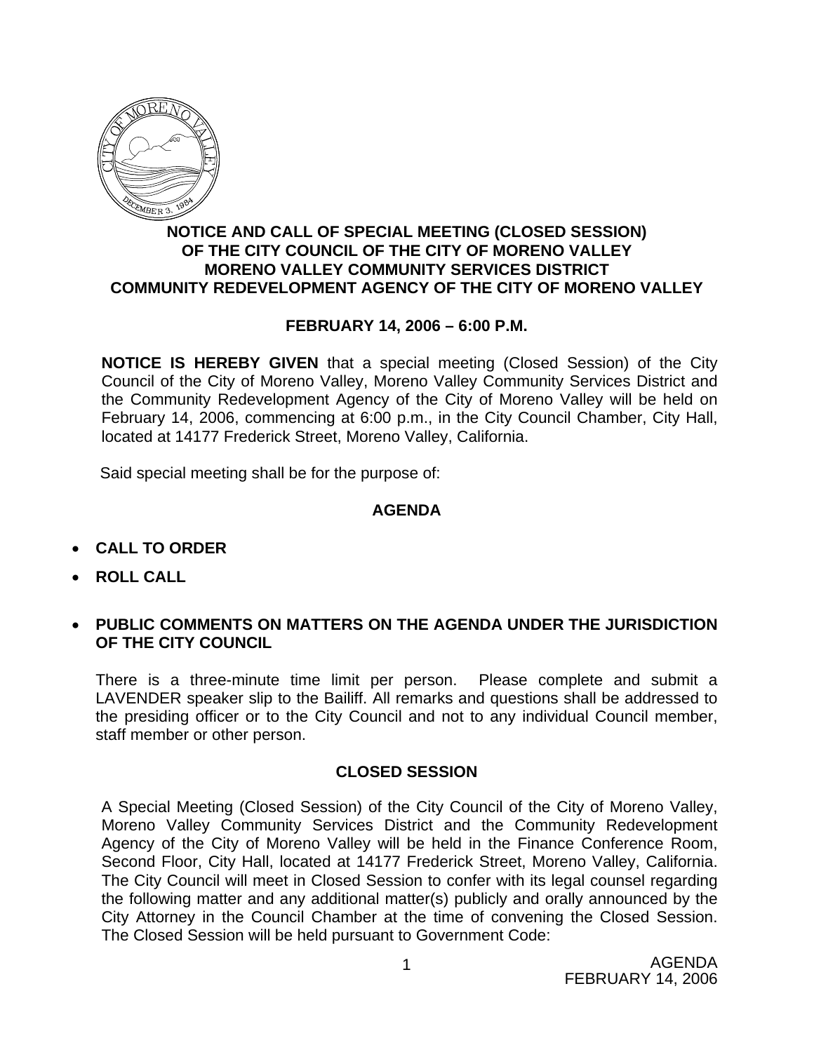# NOTICE AND CALL OF SPECIAL MEETING (CLOSED SESSION) OF THE CITY COUNCIL OF THE CITY OF MORENO VALLEY MORENO VALLEY COMMUNITY SERVICES DISTRICT COMMUNITY REDEVELOPMENT AGENCY OF THE CITY OF MORENO VALLEY

**FEBRUARY 14, 2006 – 6:00 P.M.**

**NOTICE IS HEREBY GIVEN** that a special meeting (Closed Session) of the City Council of the City of Moreno Valley, Moreno Valley Community Services District and the Community Redevelopment Agency of the City of Moreno Valley will be held on February 14, 2006, commencing at 6:00 p.m., in the City Council Chamber, City Hall, located at 14177 Frederick Street, Moreno Valley, California.

Said special meeting shall be for the purpose of:

## AGENDA

- **CALL TO ORDER**
- **ROLL CALL**
- **PUBLIC COMMENTS ON MATTERS ON THE AGENDA UNDER THE JURISDICTION OF THE CITY COUNCIL**

  There is a three-minute time limit per person. Please complete and submit a LAVENDER speaker slip to the Bailiff. All remarks and questions shall be addressed to the presiding officer or to the City Council and not to any individual Council member, staff member or other person.

## CLOSED SESSION

A Special Meeting (Closed Session) of the City Council of the City of Moreno Valley, Moreno Valley Community Services District and the Community Redevelopment Agency of the City of Moreno Valley will be held in the Finance Conference Room, Second Floor, City Hall, located at 14177 Frederick Street, Moreno Valley, California. The City Council will meet in Closed Session to confer with its legal counsel regarding the following matter and any additional matter(s) publicly and orally announced by the City Attorney in the Council Chamber at the time of convening the Closed Session. The Closed Session will be held pursuant to Government Code: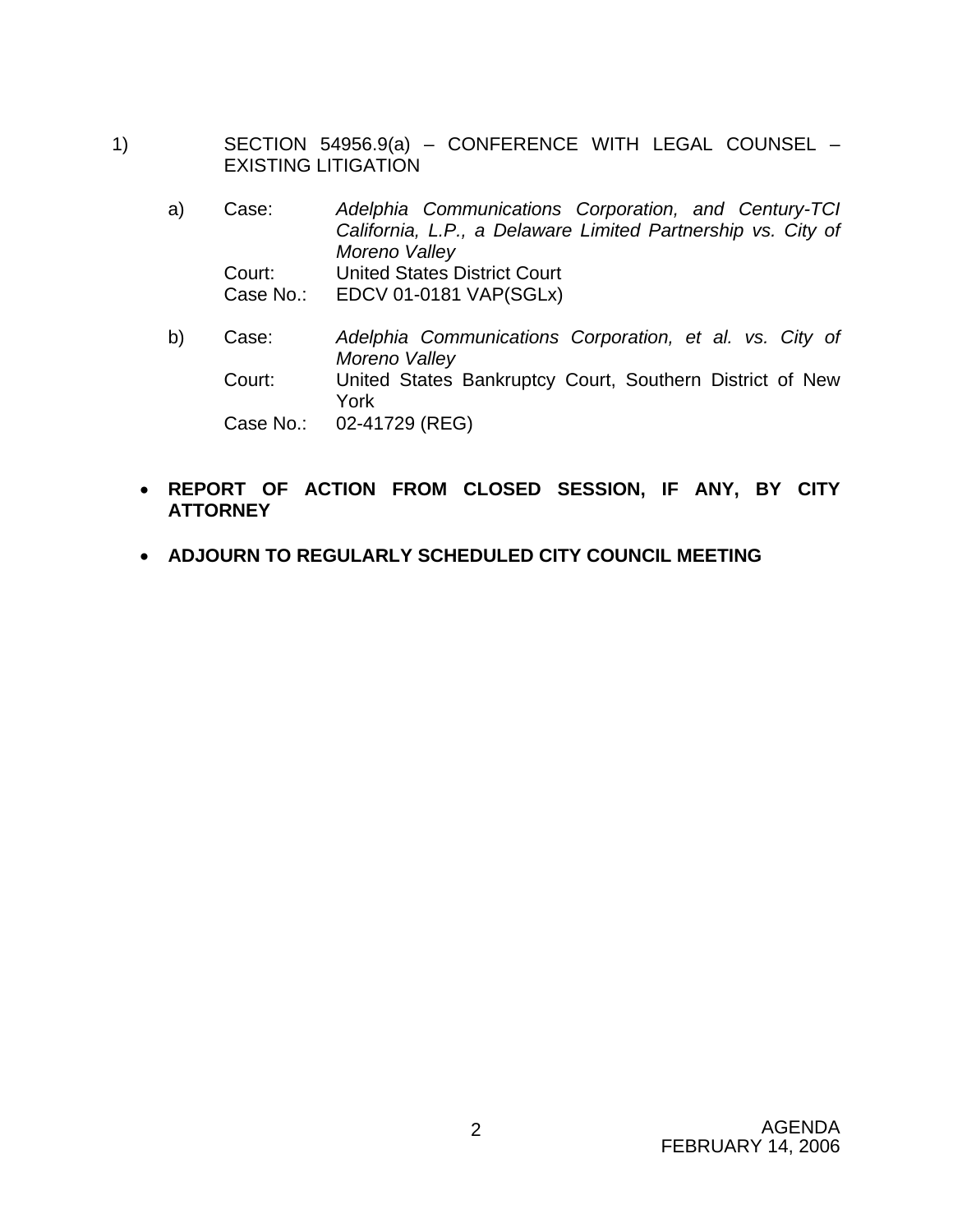1) SECTION 54956.9(a) – CONFERENCE WITH LEGAL COUNSEL – EXISTING LITIGATION

   a) Case: *Adelphia Communications Corporation, and Century-TCI California, L.P., a Delaware Limited Partnership vs. City of Moreno Valley*
      Court: United States District Court
      Case No.: EDCV 01-0181 VAP(SGLx)

   b) Case: *Adelphia Communications Corporation, et al. vs. City of Moreno Valley*
      Court: United States Bankruptcy Court, Southern District of New York
      Case No.: 02-41729 (REG)

- **REPORT OF ACTION FROM CLOSED SESSION, IF ANY, BY CITY ATTORNEY**
- **ADJOURN TO REGULARLY SCHEDULED CITY COUNCIL MEETING**